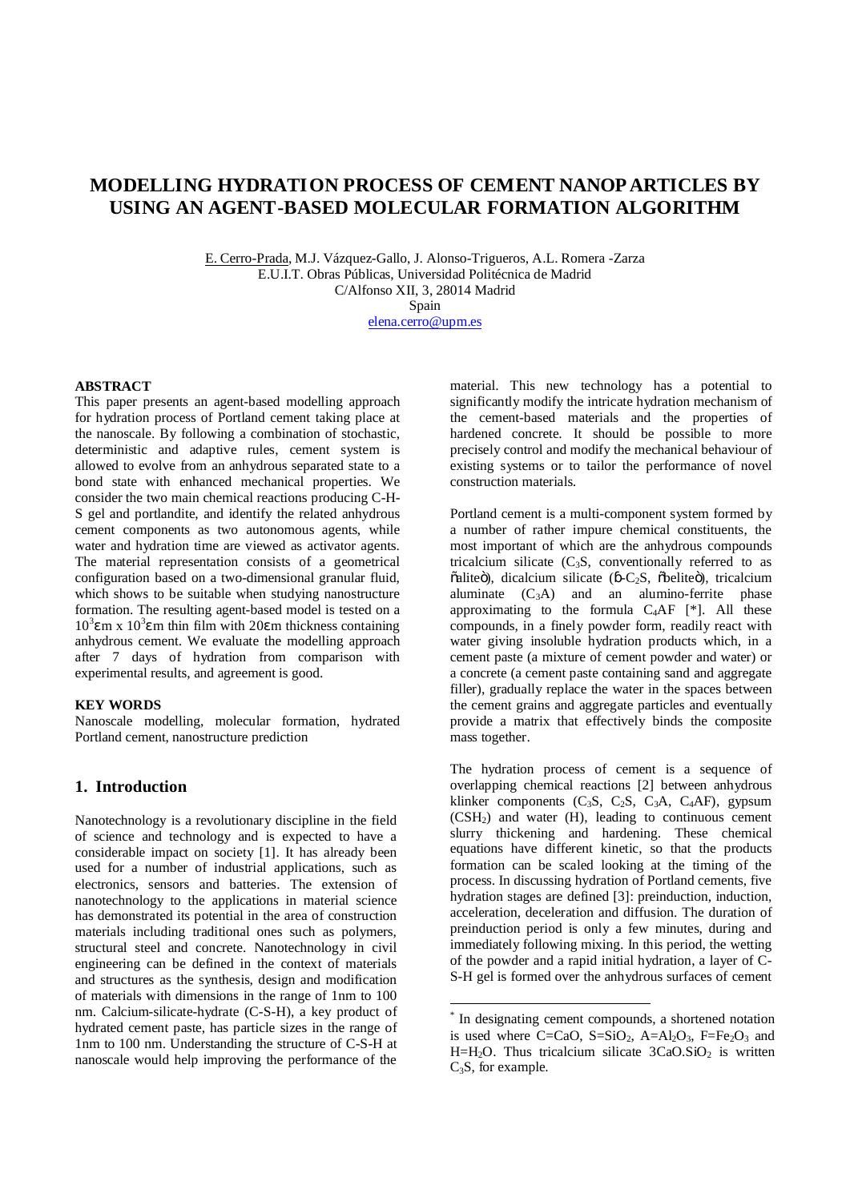# MODELLING HYDRATION PROCESS OF CEMENT NANOPARTICLES BY USING AN AGENT-BASED MOLECULAR FORMATION ALGORITHM

E. Cerro-Prada, M.J. Vázquez-Gallo, J. Alonso-Trigueros, A.L. Romera-Zarza
E.U.I.T. Obras Públicas, Universidad Politécnica de Madrid
C/Alfonso XII, 3, 28014 Madrid
Spain
elena.cerro@upm.es

## ABSTRACT

This paper presents an agent-based modelling approach for hydration process of Portland cement taking place at the nanoscale. By following a combination of stochastic, deterministic and adaptive rules, cement system is allowed to evolve from an anhydrous separated state to a bond state with enhanced mechanical properties. We consider the two main chemical reactions producing C-H-S gel and portlandite, and identify the related anhydrous cement components as two autonomous agents, while water and hydration time are viewed as activator agents. The material representation consists of a geometrical configuration based on a two-dimensional granular fluid, which shows to be suitable when studying nanostructure formation. The resulting agent-based model is tested on a $10^3$μm x $10^3$μm thin film with 20μm thickness containing anhydrous cement. We evaluate the modelling approach after 7 days of hydration from comparison with experimental results, and agreement is good.

## KEY WORDS

Nanoscale modelling, molecular formation, hydrated Portland cement, nanostructure prediction

## 1. Introduction

Nanotechnology is a revolutionary discipline in the field of science and technology and is expected to have a considerable impact on society [1]. It has already been used for a number of industrial applications, such as electronics, sensors and batteries. The extension of nanotechnology to the applications in material science has demonstrated its potential in the area of construction materials including traditional ones such as polymers, structural steel and concrete. Nanotechnology in civil engineering can be defined in the context of materials and structures as the synthesis, design and modification of materials with dimensions in the range of 1nm to 100 nm. Calcium-silicate-hydrate (C-S-H), a key product of hydrated cement paste, has particle sizes in the range of 1nm to 100 nm. Understanding the structure of C-S-H at nanoscale would help improving the performance of the material. This new technology has a potential to significantly modify the intricate hydration mechanism of the cement-based materials and the properties of hardened concrete. It should be possible to more precisely control and modify the mechanical behaviour of existing systems or to tailor the performance of novel construction materials.

Portland cement is a multi-component system formed by a number of rather impure chemical constituents, the most important of which are the anhydrous compounds tricalcium silicate ($C_3S$, conventionally referred to as "alite"), dicalcium silicate (β-$C_2S$, "belite"), tricalcium aluminate ($C_3A$) and an alumino-ferrite phase approximating to the formula $C_4AF$ [*]. All these compounds, in a finely powder form, readily react with water giving insoluble hydration products which, in a cement paste (a mixture of cement powder and water) or a concrete (a cement paste containing sand and aggregate filler), gradually replace the water in the spaces between the cement grains and aggregate particles and eventually provide a matrix that effectively binds the composite mass together.

The hydration process of cement is a sequence of overlapping chemical reactions [2] between anhydrous klinker components ($C_3S$, $C_2S$, $C_3A$, $C_4AF$), gypsum ($CSH_2$) and water (H), leading to continuous cement slurry thickening and hardening. These chemical equations have different kinetic, so that the products formation can be scaled looking at the timing of the process. In discussing hydration of Portland cements, five hydration stages are defined [3]: preinduction, induction, acceleration, deceleration and diffusion. The duration of preinduction period is only a few minutes, during and immediately following mixing. In this period, the wetting of the powder and a rapid initial hydration, a layer of C-S-H gel is formed over the anhydrous surfaces of cement

[*] In designating cement compounds, a shortened notation is used where C=CaO, S=$SiO_2$, A=$Al_2O_3$, F=$Fe_2O_3$ and H=$H_2O$. Thus tricalcium silicate $3CaO.SiO_2$ is written $C_3S$, for example.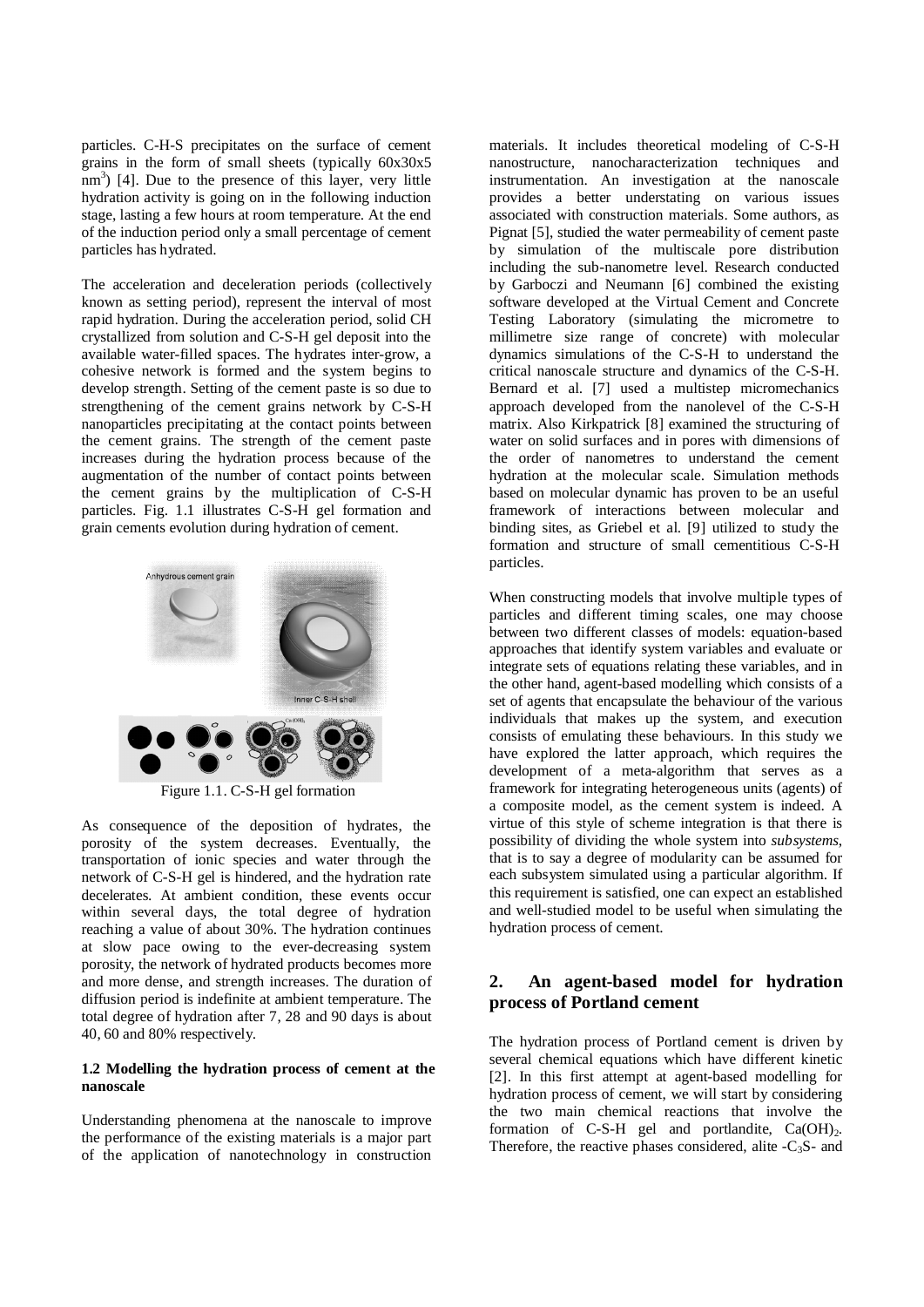particles. C-H-S precipitates on the surface of cement grains in the form of small sheets (typically 60x30x5 $nm^3$) [4]. Due to the presence of this layer, very little hydration activity is going on in the following induction stage, lasting a few hours at room temperature. At the end of the induction period only a small percentage of cement particles has hydrated.

The acceleration and deceleration periods (collectively known as setting period), represent the interval of most rapid hydration. During the acceleration period, solid CH crystallized from solution and C-S-H gel deposit into the available water-filled spaces. The hydrates inter-grow, a cohesive network is formed and the system begins to develop strength. Setting of the cement paste is so due to strengthening of the cement grains network by C-S-H nanoparticles precipitating at the contact points between the cement grains. The strength of the cement paste increases during the hydration process because of the augmentation of the number of contact points between the cement grains by the multiplication of C-S-H particles. Fig. 1.1 illustrates C-S-H gel formation and grain cements evolution during hydration of cement.

Figure 1.1. C-S-H gel formation

As consequence of the deposition of hydrates, the porosity of the system decreases. Eventually, the transportation of ionic species and water through the network of C-S-H gel is hindered, and the hydration rate decelerates. At ambient condition, these events occur within several days, the total degree of hydration reaching a value of about 30%. The hydration continues at slow pace owing to the ever-decreasing system porosity, the network of hydrated products becomes more and more dense, and strength increases. The duration of diffusion period is indefinite at ambient temperature. The total degree of hydration after 7, 28 and 90 days is about 40, 60 and 80% respectively.

### 1.2 Modelling the hydration process of cement at the nanoscale

Understanding phenomena at the nanoscale to improve the performance of the existing materials is a major part of the application of nanotechnology in construction materials. It includes theoretical modeling of C-S-H nanostructure, nanocharacterization techniques and instrumentation. An investigation at the nanoscale provides a better understating on various issues associated with construction materials. Some authors, as Pignat [5], studied the water permeability of cement paste by simulation of the multiscale pore distribution including the sub-nanometre level. Research conducted by Garboczi and Neumann [6] combined the existing software developed at the Virtual Cement and Concrete Testing Laboratory (simulating the micrometre to millimetre size range of concrete) with molecular dynamics simulations of the C-S-H to understand the critical nanoscale structure and dynamics of the C-S-H. Bernard et al. [7] used a multistep micromechanics approach developed from the nanolevel of the C-S-H matrix. Also Kirkpatrick [8] examined the structuring of water on solid surfaces and in pores with dimensions of the order of nanometres to understand the cement hydration at the molecular scale. Simulation methods based on molecular dynamic has proven to be an useful framework of interactions between molecular and binding sites, as Griebel et al. [9] utilized to study the formation and structure of small cementitious C-S-H particles.

When constructing models that involve multiple types of particles and different timing scales, one may choose between two different classes of models: equation-based approaches that identify system variables and evaluate or integrate sets of equations relating these variables, and in the other hand, agent-based modelling which consists of a set of agents that encapsulate the behaviour of the various individuals that makes up the system, and execution consists of emulating these behaviours. In this study we have explored the latter approach, which requires the development of a meta-algorithm that serves as a framework for integrating heterogeneous units (agents) of a composite model, as the cement system is indeed. A virtue of this style of scheme integration is that there is possibility of dividing the whole system into *subsystems*, that is to say a degree of modularity can be assumed for each subsystem simulated using a particular algorithm. If this requirement is satisfied, one can expect an established and well-studied model to be useful when simulating the hydration process of cement.

## 2. An agent-based model for hydration process of Portland cement

The hydration process of Portland cement is driven by several chemical equations which have different kinetic [2]. In this first attempt at agent-based modelling for hydration process of cement, we will start by considering the two main chemical reactions that involve the formation of C-S-H gel and portlandite, $Ca(OH)_2$. Therefore, the reactive phases considered, alite -$C_3S$- and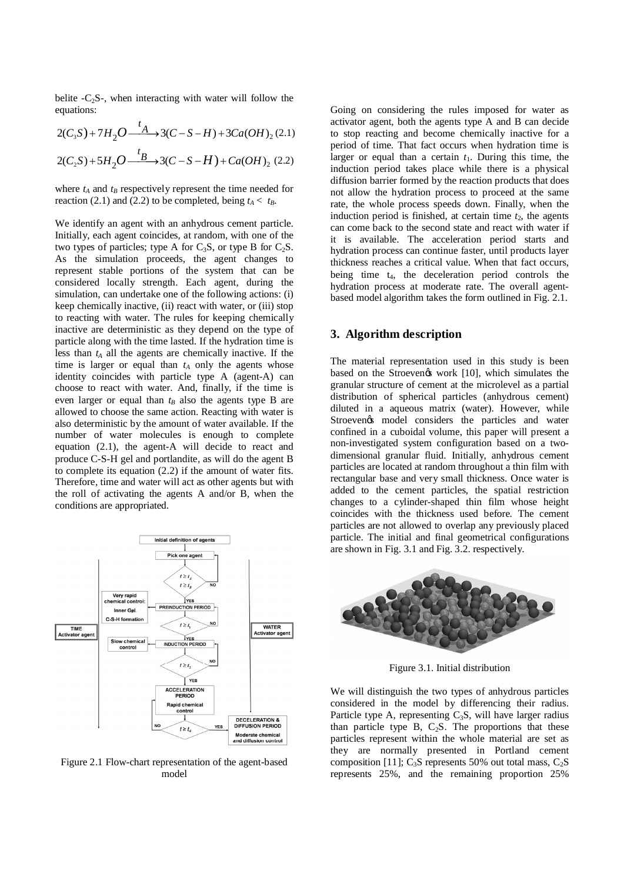belite -$C_2S$-, when interacting with water will follow the equations:

$$2(C_3S) + 7H_2O \xrightarrow{t_A} 3(C-S-H) + 3Ca(OH)_2 \quad (2.1)$$

$$2(C_2S) + 5H_2O \xrightarrow{t_B} 3(C-S-H) + Ca(OH)_2 \quad (2.2)$$

where $t_A$ and $t_B$ respectively represent the time needed for reaction (2.1) and (2.2) to be completed, being $t_A < t_B$.

We identify an agent with an anhydrous cement particle. Initially, each agent coincides, at random, with one of the two types of particles; type A for $C_3S$, or type B for $C_2S$. As the simulation proceeds, the agent changes to represent stable portions of the system that can be considered locally strength. Each agent, during the simulation, can undertake one of the following actions: (i) keep chemically inactive, (ii) react with water, or (iii) stop to reacting with water. The rules for keeping chemically inactive are deterministic as they depend on the type of particle along with the time lasted. If the hydration time is less than $t_A$ all the agents are chemically inactive. If the time is larger or equal than $t_A$ only the agents whose identity coincides with particle type A (agent-A) can choose to react with water. And, finally, if the time is even larger or equal than $t_B$ also the agents type B are allowed to choose the same action. Reacting with water is also deterministic by the amount of water available. If the number of water molecules is enough to complete equation (2.1), the agent-A will decide to react and produce C-S-H gel and portlandite, as will do the agent B to complete its equation (2.2) if the amount of water fits. Therefore, time and water will act as other agents but with the roll of activating the agents A and/or B, when the conditions are appropriated.

Figure 2.1 Flow-chart representation of the agent-based model

Going on considering the rules imposed for water as activator agent, both the agents type A and B can decide to stop reacting and become chemically inactive for a period of time. That fact occurs when hydration time is larger or equal than a certain $t_1$. During this time, the induction period takes place while there is a physical diffusion barrier formed by the reaction products that does not allow the hydration process to proceed at the same rate, the whole process speeds down. Finally, when the induction period is finished, at certain time $t_2$, the agents can come back to the second state and react with water if it is available. The acceleration period starts and hydration process can continue faster, until products layer thickness reaches a critical value. When that fact occurs, being time $t_4$, the deceleration period controls the hydration process at moderate rate. The overall agent-based model algorithm takes the form outlined in Fig. 2.1.

## 3. Algorithm description

The material representation used in this study is been based on the Stroeven's work [10], which simulates the granular structure of cement at the microlevel as a partial distribution of spherical particles (anhydrous cement) diluted in a aqueous matrix (water). However, while Stroeven's model considers the particles and water confined in a cuboidal volume, this paper will present a non-investigated system configuration based on a two-dimensional granular fluid. Initially, anhydrous cement particles are located at random throughout a thin film with rectangular base and very small thickness. Once water is added to the cement particles, the spatial restriction changes to a cylinder-shaped thin film whose height coincides with the thickness used before. The cement particles are not allowed to overlap any previously placed particle. The initial and final geometrical configurations are shown in Fig. 3.1 and Fig. 3.2. respectively.

Figure 3.1. Initial distribution

We will distinguish the two types of anhydrous particles considered in the model by differencing their radius. Particle type A, representing $C_3S$, will have larger radius than particle type B, $C_2S$. The proportions that these particles represent within the whole material are set as they are normally presented in Portland cement composition [11]; $C_3S$ represents 50% out total mass, $C_2S$ represents 25%, and the remaining proportion 25%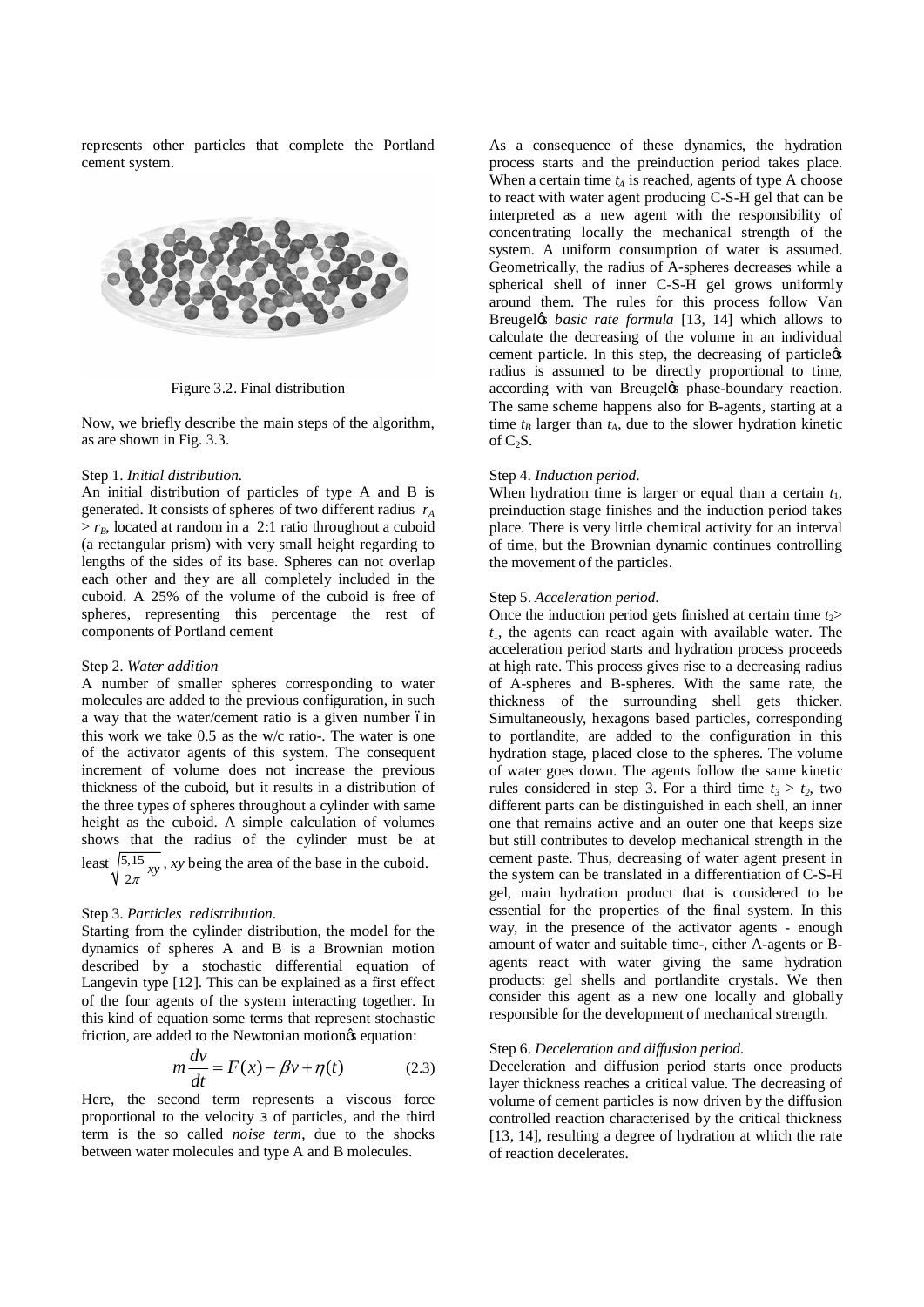represents other particles that complete the Portland cement system.

Figure 3.2. Final distribution

Now, we briefly describe the main steps of the algorithm, as are shown in Fig. 3.3.

Step 1. *Initial distribution.*
An initial distribution of particles of type A and B is generated. It consists of spheres of two different radius $r_A > r_B$, located at random in a 2:1 ratio throughout a cuboid (a rectangular prism) with very small height regarding to lengths of the sides of its base. Spheres can not overlap each other and they are all completely included in the cuboid. A 25% of the volume of the cuboid is free of spheres, representing this percentage the rest of components of Portland cement

Step 2. *Water addition*
A number of smaller spheres corresponding to water molecules are added to the previous configuration, in such a way that the water/cement ratio is a given number –in this work we take 0.5 as the w/c ratio-. The water is one of the activator agents of this system. The consequent increment of volume does not increase the previous thickness of the cuboid, but it results in a distribution of the three types of spheres throughout a cylinder with same height as the cuboid. A simple calculation of volumes shows that the radius of the cylinder must be at least $\sqrt{\frac{5,15}{2\pi}xy}$, $xy$ being the area of the base in the cuboid.

Step 3. *Particles redistribution.*
Starting from the cylinder distribution, the model for the dynamics of spheres A and B is a Brownian motion described by a stochastic differential equation of Langevin type [12]. This can be explained as a first effect of the four agents of the system interacting together. In this kind of equation some terms that represent stochastic friction, are added to the Newtonian motion's equation:

$$m\frac{dv}{dt} = F(x) - \beta v + \eta(t) \qquad (2.3)$$

Here, the second term represents a viscous force proportional to the velocity $v$ of particles, and the third term is the so called *noise term*, due to the shocks between water molecules and type A and B molecules.

As a consequence of these dynamics, the hydration process starts and the preinduction period takes place. When a certain time $t_A$ is reached, agents of type A choose to react with water agent producing C-S-H gel that can be interpreted as a new agent with the responsibility of concentrating locally the mechanical strength of the system. A uniform consumption of water is assumed. Geometrically, the radius of A-spheres decreases while a spherical shell of inner C-S-H gel grows uniformly around them. The rules for this process follow Van Breugel's *basic rate formula* [13, 14] which allows to calculate the decreasing of the volume in an individual cement particle. In this step, the decreasing of particle's radius is assumed to be directly proportional to time, according with van Breugel's phase-boundary reaction. The same scheme happens also for B-agents, starting at a time $t_B$ larger than $t_A$, due to the slower hydration kinetic of $C_2S$.

Step 4. *Induction period.*
When hydration time is larger or equal than a certain $t_1$, preinduction stage finishes and the induction period takes place. There is very little chemical activity for an interval of time, but the Brownian dynamic continues controlling the movement of the particles.

Step 5. *Acceleration period.*
Once the induction period gets finished at certain time $t_2 > t_1$, the agents can react again with available water. The acceleration period starts and hydration process proceeds at high rate. This process gives rise to a decreasing radius of A-spheres and B-spheres. With the same rate, the thickness of the surrounding shell gets thicker. Simultaneously, hexagons based particles, corresponding to portlandite, are added to the configuration in this hydration stage, placed close to the spheres. The volume of water goes down. The agents follow the same kinetic rules considered in step 3. For a third time $t_3 > t_2$, two different parts can be distinguished in each shell, an inner one that remains active and an outer one that keeps size but still contributes to develop mechanical strength in the cement paste. Thus, decreasing of water agent present in the system can be translated in a differentiation of C-S-H gel, main hydration product that is considered to be essential for the properties of the final system. In this way, in the presence of the activator agents - enough amount of water and suitable time-, either A-agents or B-agents react with water giving the same hydration products: gel shells and portlandite crystals. We then consider this agent as a new one locally and globally responsible for the development of mechanical strength.

Step 6. *Deceleration and diffusion period.*
Deceleration and diffusion period starts once products layer thickness reaches a critical value. The decreasing of volume of cement particles is now driven by the diffusion controlled reaction characterised by the critical thickness [13, 14], resulting a degree of hydration at which the rate of reaction decelerates.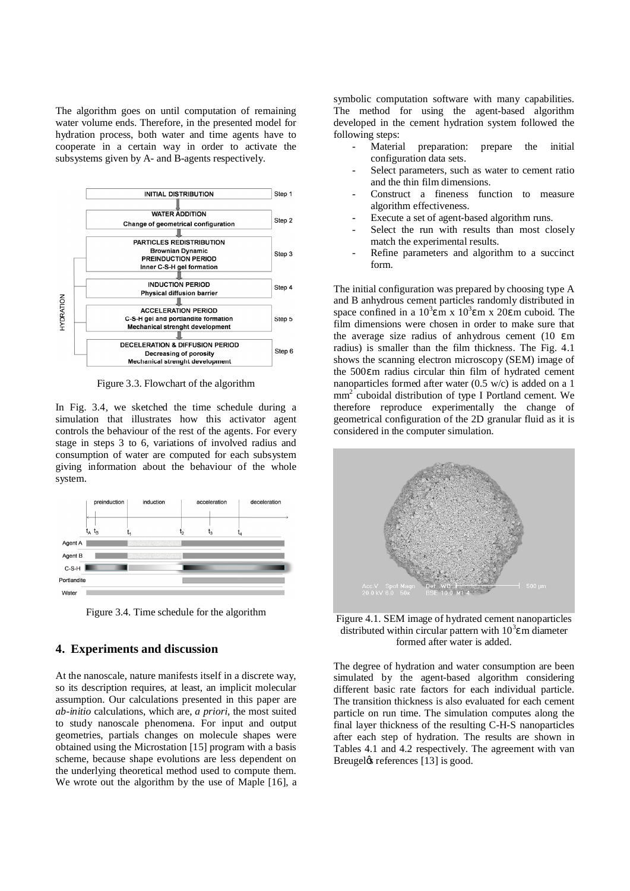The algorithm goes on until computation of remaining water volume ends. Therefore, in the presented model for hydration process, both water and time agents have to cooperate in a certain way in order to activate the subsystems given by A- and B-agents respectively.

Figure 3.3. Flowchart of the algorithm

In Fig. 3.4, we sketched the time schedule during a simulation that illustrates how this activator agent controls the behaviour of the rest of the agents. For every stage in steps 3 to 6, variations of involved radius and consumption of water are computed for each subsystem giving information about the behaviour of the whole system.

Figure 3.4. Time schedule for the algorithm

## 4. Experiments and discussion

At the nanoscale, nature manifests itself in a discrete way, so its description requires, at least, an implicit molecular assumption. Our calculations presented in this paper are *ab-initio* calculations, which are, *a priori*, the most suited to study nanoscale phenomena. For input and output geometries, partials changes on molecule shapes were obtained using the Microstation [15] program with a basis scheme, because shape evolutions are less dependent on the underlying theoretical method used to compute them. We wrote out the algorithm by the use of Maple [16], a symbolic computation software with many capabilities. The method for using the agent-based algorithm developed in the cement hydration system followed the following steps:

- Material preparation: prepare the initial configuration data sets.
- Select parameters, such as water to cement ratio and the thin film dimensions.
- Construct a fineness function to measure algorithm effectiveness.
- Execute a set of agent-based algorithm runs.
- Select the run with results than most closely match the experimental results.
- Refine parameters and algorithm to a succinct form.

The initial configuration was prepared by choosing type A and B anhydrous cement particles randomly distributed in space confined in a $10^3$εm x $10^3$εm x 20εm cuboid. The film dimensions were chosen in order to make sure that the average size radius of anhydrous cement (10 εm radius) is smaller than the film thickness. The Fig. 4.1 shows the scanning electron microscopy (SEM) image of the 500εm radius circular thin film of hydrated cement nanoparticles formed after water (0.5 w/c) is added on a 1 $mm^2$ cuboidal distribution of type I Portland cement. We therefore reproduce experimentally the change of geometrical configuration of the 2D granular fluid as it is considered in the computer simulation.

Figure 4.1. SEM image of hydrated cement nanoparticles distributed within circular pattern with $10^3$εm diameter formed after water is added.

The degree of hydration and water consumption are been simulated by the agent-based algorithm considering different basic rate factors for each individual particle. The transition thickness is also evaluated for each cement particle on run time. The simulation computes along the final layer thickness of the resulting C-H-S nanoparticles after each step of hydration. The results are shown in Tables 4.1 and 4.2 respectively. The agreement with van Breugel's references [13] is good.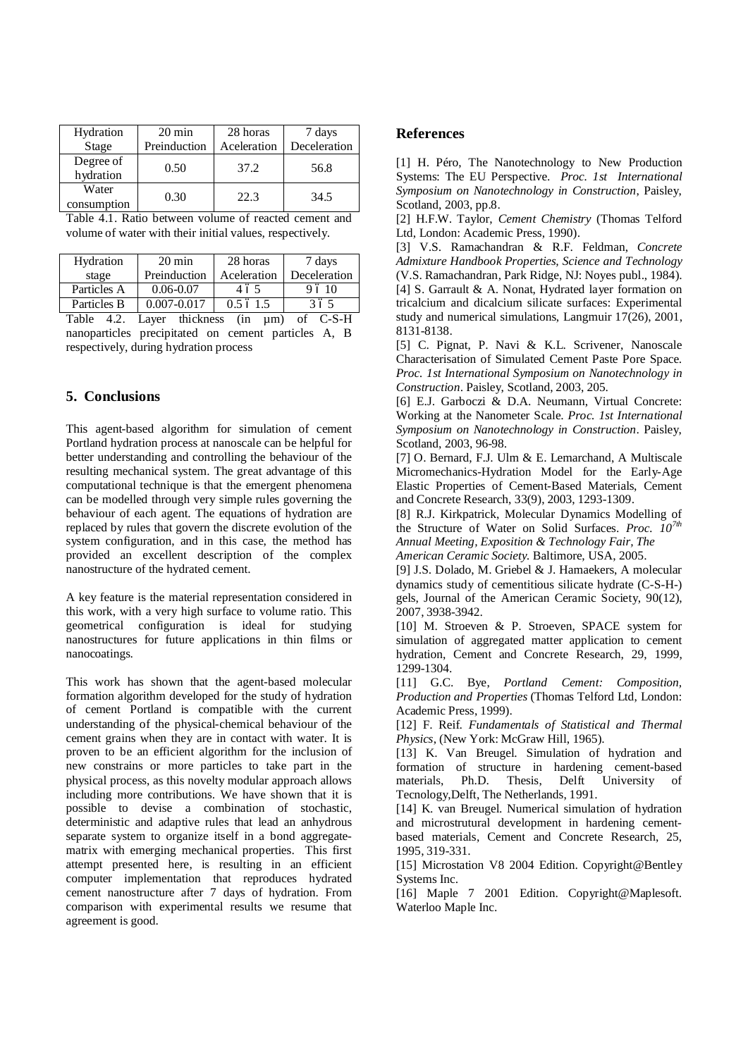| Hydration Stage | 20 min Preinduction | 28 horas Aceleration | 7 days Deceleration |
|---|---|---|---|
| Degree of hydration | 0.50 | 37.2 | 56.8 |
| Water consumption | 0.30 | 22.3 | 34.5 |

Table 4.1. Ratio between volume of reacted cement and volume of water with their initial values, respectively.

| Hydration stage | 20 min Preinduction | 28 horas Aceleration | 7 days Deceleration |
|---|---|---|---|
| Particles A | 0.06-0.07 | 4 ó 5 | 9 ó 10 |
| Particles B | 0.007-0.017 | 0.5 ó 1.5 | 3 ó 5 |

Table 4.2. Layer thickness (in μm) of C-S-H nanoparticles precipitated on cement particles A, B respectively, during hydration process

## 5. Conclusions

This agent-based algorithm for simulation of cement Portland hydration process at nanoscale can be helpful for better understanding and controlling the behaviour of the resulting mechanical system. The great advantage of this computational technique is that the emergent phenomena can be modelled through very simple rules governing the behaviour of each agent. The equations of hydration are replaced by rules that govern the discrete evolution of the system configuration, and in this case, the method has provided an excellent description of the complex nanostructure of the hydrated cement.

A key feature is the material representation considered in this work, with a very high surface to volume ratio. This geometrical configuration is ideal for studying nanostructures for future applications in thin films or nanocoatings.

This work has shown that the agent-based molecular formation algorithm developed for the study of hydration of cement Portland is compatible with the current understanding of the physical-chemical behaviour of the cement grains when they are in contact with water. It is proven to be an efficient algorithm for the inclusion of new constrains or more particles to take part in the physical process, as this novelty modular approach allows including more contributions. We have shown that it is possible to devise a combination of stochastic, deterministic and adaptive rules that lead an anhydrous separate system to organize itself in a bond aggregate-matrix with emerging mechanical properties. This first attempt presented here, is resulting in an efficient computer implementation that reproduces hydrated cement nanostructure after 7 days of hydration. From comparison with experimental results we resume that agreement is good.

## References

[1] H. Péro, The Nanotechnology to New Production Systems: The EU Perspective. *Proc. 1st International Symposium on Nanotechnology in Construction*, Paisley, Scotland, 2003, pp.8.

[2] H.F.W. Taylor, *Cement Chemistry* (Thomas Telford Ltd, London: Academic Press, 1990).

[3] V.S. Ramachandran & R.F. Feldman, *Concrete Admixture Handbook Properties, Science and Technology* (V.S. Ramachandran, Park Ridge, NJ: Noyes publ., 1984).

[4] S. Garrault & A. Nonat, Hydrated layer formation on tricalcium and dicalcium silicate surfaces: Experimental study and numerical simulations, Langmuir 17(26), 2001, 8131-8138.

[5] C. Pignat, P. Navi & K.L. Scrivener, Nanoscale Characterisation of Simulated Cement Paste Pore Space. *Proc. 1st International Symposium on Nanotechnology in Construction*. Paisley, Scotland, 2003, 205.

[6] E.J. Garboczi & D.A. Neumann, Virtual Concrete: Working at the Nanometer Scale. *Proc. 1st International Symposium on Nanotechnology in Construction*. Paisley, Scotland, 2003, 96-98.

[7] O. Bernard, F.J. Ulm & E. Lemarchand, A Multiscale Micromechanics-Hydration Model for the Early-Age Elastic Properties of Cement-Based Materials, Cement and Concrete Research, 33(9), 2003, 1293-1309.

[8] R.J. Kirkpatrick, Molecular Dynamics Modelling of the Structure of Water on Solid Surfaces. *Proc. 10^7th Annual Meeting, Exposition & Technology Fair, The American Ceramic Society.* Baltimore, USA, 2005.

[9] J.S. Dolado, M. Griebel & J. Hamaekers, A molecular dynamics study of cementitious silicate hydrate (C-S-H-) gels, Journal of the American Ceramic Society, 90(12), 2007, 3938-3942.

[10] M. Stroeven & P. Stroeven, SPACE system for simulation of aggregated matter application to cement hydration, Cement and Concrete Research, 29, 1999, 1299-1304.

[11] G.C. Bye, *Portland Cement: Composition, Production and Properties* (Thomas Telford Ltd, London: Academic Press, 1999).

[12] F. Reif. *Fundamentals of Statistical and Thermal Physics*, (New York: McGraw Hill, 1965).

[13] K. Van Breugel. Simulation of hydration and formation of structure in hardening cement-based materials, Ph.D. Thesis, Delft University of Tecnology,Delft, The Netherlands, 1991.

[14] K. van Breugel. Numerical simulation of hydration and microstrutural development in hardening cement-based materials, Cement and Concrete Research, 25, 1995, 319-331.

[15] Microstation V8 2004 Edition. Copyright@Bentley Systems Inc.

[16] Maple 7 2001 Edition. Copyright@Maplesoft. Waterloo Maple Inc.